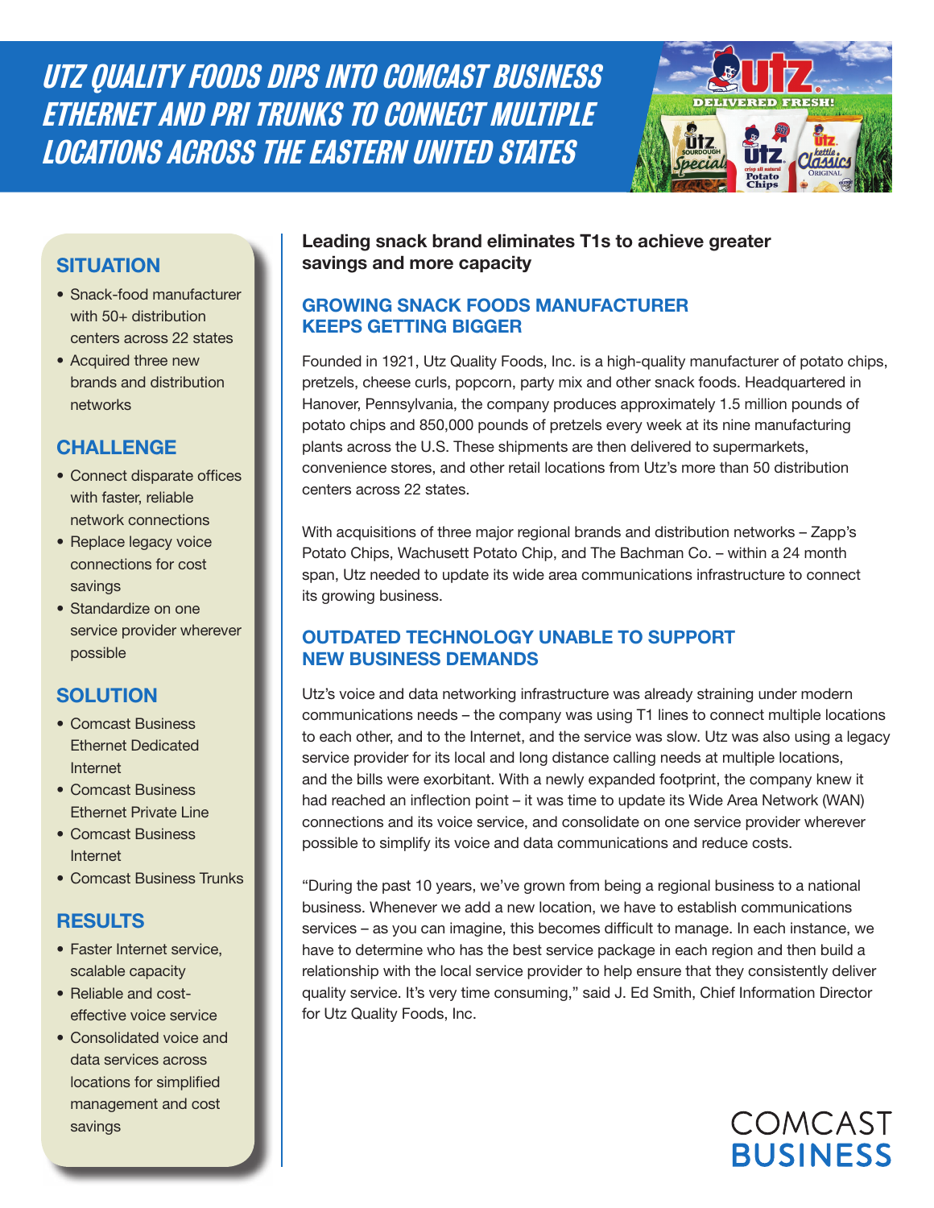# UTZ QUALITY FOODS DIPS INTO COMCAST BUSINESS ETHERNET AND PRI TRUNKS TO CONNECT MULTIPLE LOCATIONS ACROSS THE EASTERN UNITED STATES

## SITUATION

- Snack-food manufacturer with 50+ distribution centers across 22 states
- Acquired three new brands and distribution networks

## CHALLENGE

- Connect disparate offices with faster, reliable network connections
- Replace legacy voice connections for cost savings
- Standardize on one service provider wherever possible

## SOLUTION

- Comcast Business Ethernet Dedicated Internet
- Comcast Business Ethernet Private Line
- Comcast Business Internet
- Comcast Business Trunks

## RESULTS

- Faster Internet service, scalable capacity
- Reliable and cost-effective voice service
- Consolidated voice and data services across locations for simplified management and cost savings

**Leading snack brand eliminates T1s to achieve greater savings and more capacity**

## GROWING SNACK FOODS MANUFACTURER KEEPS GETTING BIGGER

Founded in 1921, Utz Quality Foods, Inc. is a high-quality manufacturer of potato chips, pretzels, cheese curls, popcorn, party mix and other snack foods. Headquartered in Hanover, Pennsylvania, the company produces approximately 1.5 million pounds of potato chips and 850,000 pounds of pretzels every week at its nine manufacturing plants across the U.S. These shipments are then delivered to supermarkets, convenience stores, and other retail locations from Utz's more than 50 distribution centers across 22 states.

With acquisitions of three major regional brands and distribution networks – Zapp's Potato Chips, Wachusett Potato Chip, and The Bachman Co. – within a 24 month span, Utz needed to update its wide area communications infrastructure to connect its growing business.

## OUTDATED TECHNOLOGY UNABLE TO SUPPORT NEW BUSINESS DEMANDS

Utz's voice and data networking infrastructure was already straining under modern communications needs – the company was using T1 lines to connect multiple locations to each other, and to the Internet, and the service was slow. Utz was also using a legacy service provider for its local and long distance calling needs at multiple locations, and the bills were exorbitant. With a newly expanded footprint, the company knew it had reached an inflection point – it was time to update its Wide Area Network (WAN) connections and its voice service, and consolidate on one service provider wherever possible to simplify its voice and data communications and reduce costs.

"During the past 10 years, we've grown from being a regional business to a national business. Whenever we add a new location, we have to establish communications services – as you can imagine, this becomes difficult to manage. In each instance, we have to determine who has the best service package in each region and then build a relationship with the local service provider to help ensure that they consistently deliver quality service. It's very time consuming," said J. Ed Smith, Chief Information Director for Utz Quality Foods, Inc.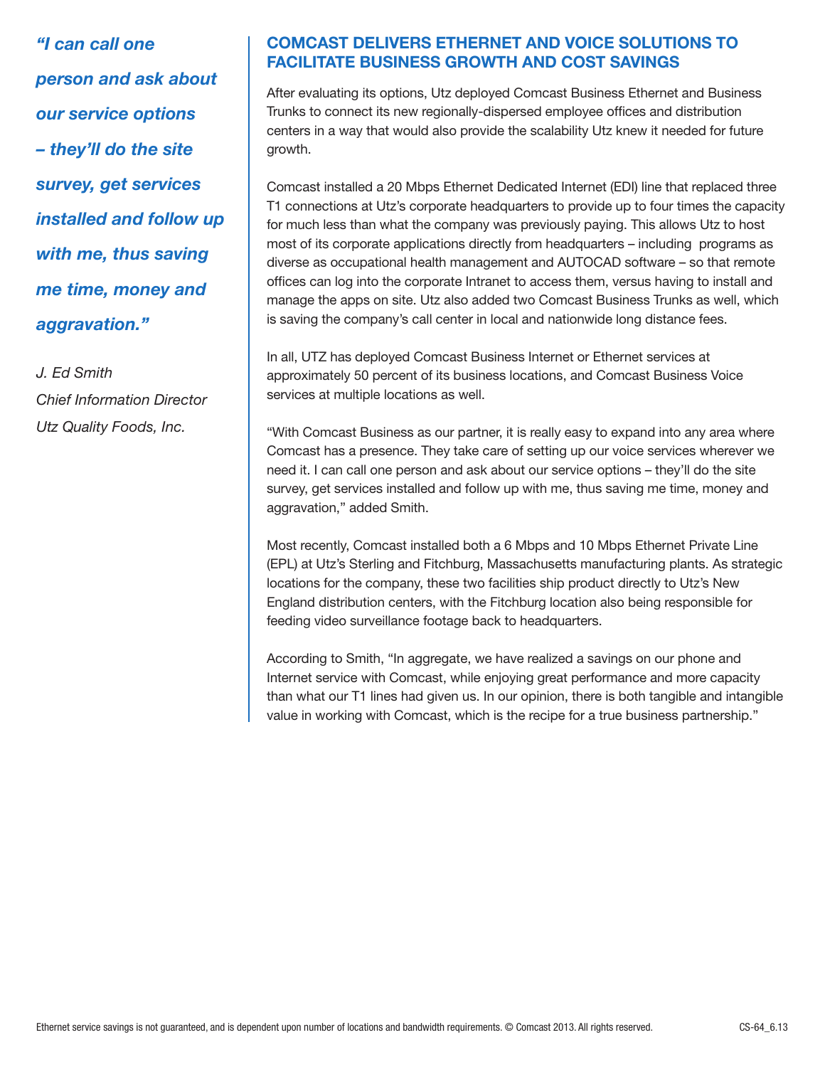*"I can call one person and ask about our service options – they'll do the site survey, get services installed and follow up with me, thus saving me time, money and aggravation."*

*J. Ed Smith*
*Chief Information Director*
*Utz Quality Foods, Inc.*

## COMCAST DELIVERS ETHERNET AND VOICE SOLUTIONS TO FACILITATE BUSINESS GROWTH AND COST SAVINGS

After evaluating its options, Utz deployed Comcast Business Ethernet and Business Trunks to connect its new regionally-dispersed employee offices and distribution centers in a way that would also provide the scalability Utz knew it needed for future growth.

Comcast installed a 20 Mbps Ethernet Dedicated Internet (EDI) line that replaced three T1 connections at Utz's corporate headquarters to provide up to four times the capacity for much less than what the company was previously paying. This allows Utz to host most of its corporate applications directly from headquarters – including programs as diverse as occupational health management and AUTOCAD software – so that remote offices can log into the corporate Intranet to access them, versus having to install and manage the apps on site. Utz also added two Comcast Business Trunks as well, which is saving the company's call center in local and nationwide long distance fees.

In all, UTZ has deployed Comcast Business Internet or Ethernet services at approximately 50 percent of its business locations, and Comcast Business Voice services at multiple locations as well.

"With Comcast Business as our partner, it is really easy to expand into any area where Comcast has a presence. They take care of setting up our voice services wherever we need it. I can call one person and ask about our service options – they'll do the site survey, get services installed and follow up with me, thus saving me time, money and aggravation," added Smith.

Most recently, Comcast installed both a 6 Mbps and 10 Mbps Ethernet Private Line (EPL) at Utz's Sterling and Fitchburg, Massachusetts manufacturing plants. As strategic locations for the company, these two facilities ship product directly to Utz's New England distribution centers, with the Fitchburg location also being responsible for feeding video surveillance footage back to headquarters.

According to Smith, "In aggregate, we have realized a savings on our phone and Internet service with Comcast, while enjoying great performance and more capacity than what our T1 lines had given us. In our opinion, there is both tangible and intangible value in working with Comcast, which is the recipe for a true business partnership."

Ethernet service savings is not guaranteed, and is dependent upon number of locations and bandwidth requirements. © Comcast 2013. All rights reserved. CS-64_6.13